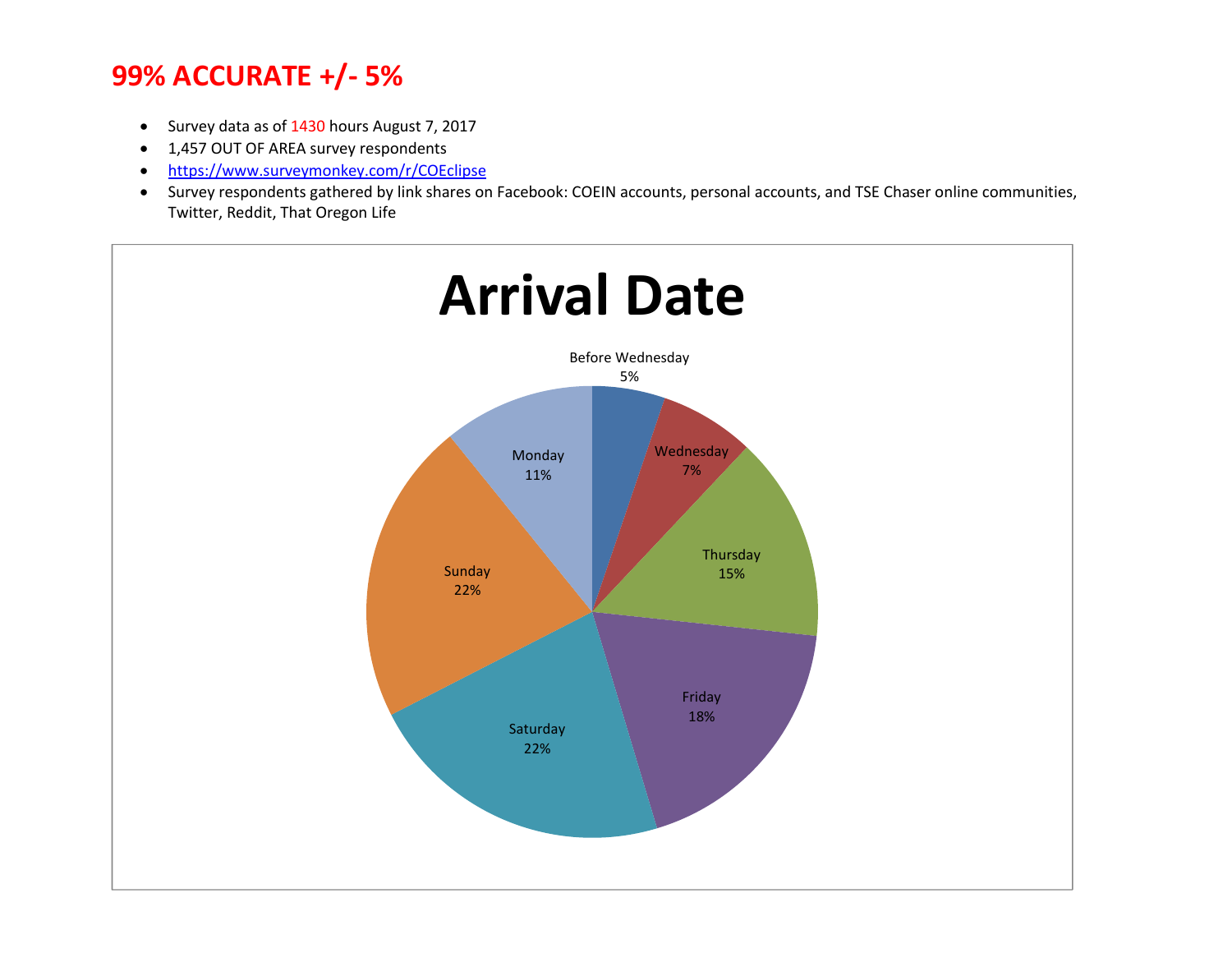## 99% ACCURATE +/- 5%

- Survey data as of 1430 hours August 7, 2017
- 1,457 OUT OF AREA survey respondents
- https://www.surveymonkey.com/r/COEclipse
- Survey respondents gathered by link shares on Facebook: COEIN accounts, personal accounts, and TSE Chaser online communities, Twitter, Reddit, That Oregon Life

# Arrival Date

| Arrival Date | Percentage |
| --- | --- |
| Before Wednesday | 5% |
| Wednesday | 7% |
| Thursday | 15% |
| Friday | 18% |
| Saturday | 22% |
| Sunday | 22% |
| Monday | 11% |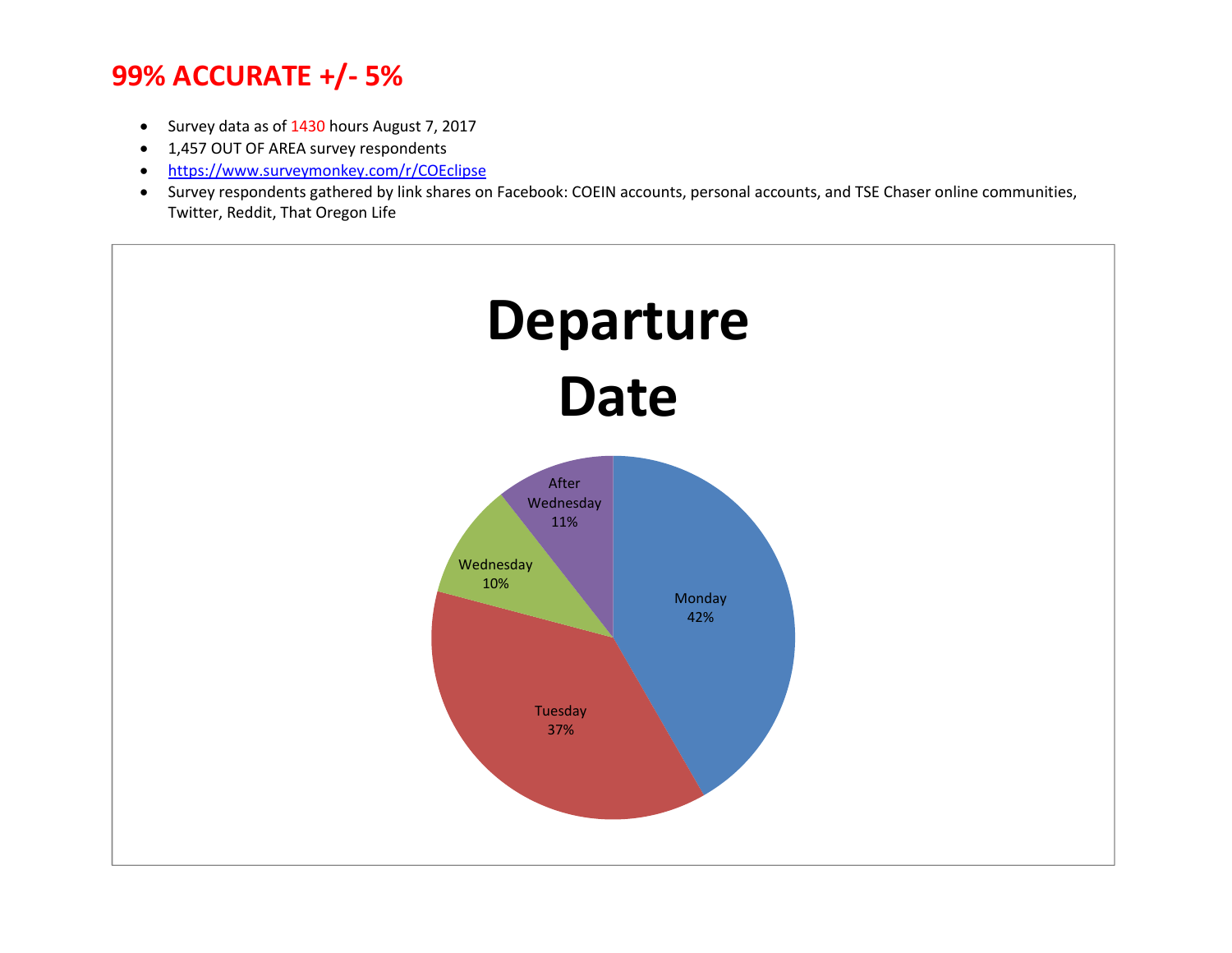# 99% ACCURATE +/- 5%

- Survey data as of 1430 hours August 7, 2017
- 1,457 OUT OF AREA survey respondents
- [https://www.surveymonkey.com/r/COEclipse](https://www.surveymonkey.com/r/COEclipse)
- Survey respondents gathered by link shares on Facebook: COEIN accounts, personal accounts, and TSE Chaser online communities, Twitter, Reddit, That Oregon Life

## Departure Date

| Departure Date | Percentage |
| --- | --- |
| Monday | 42% |
| Tuesday | 37% |
| Wednesday | 10% |
| After Wednesday | 11% |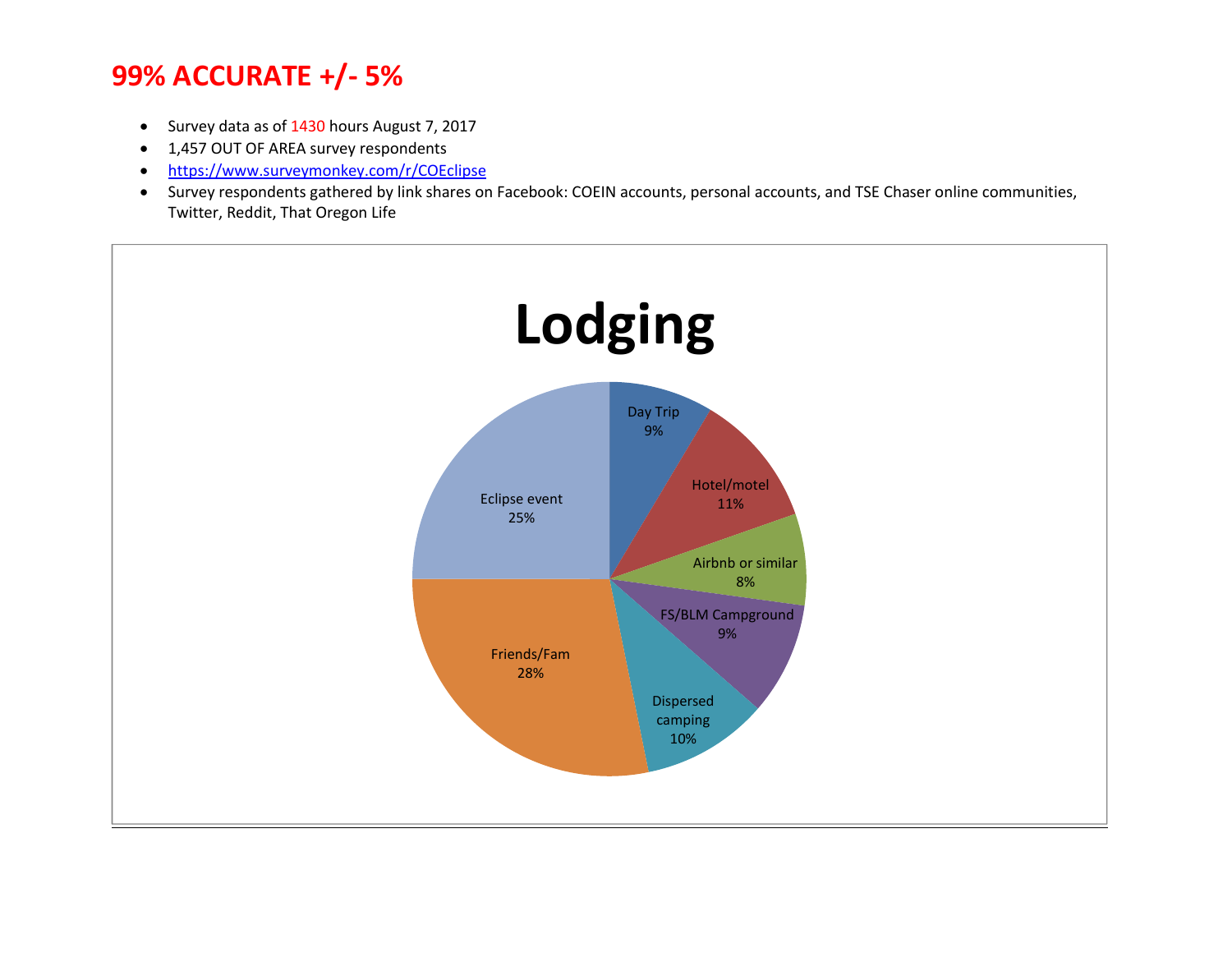# 99% ACCURATE +/- 5%

- Survey data as of 1430 hours August 7, 2017
- 1,457 OUT OF AREA survey respondents
- https://www.surveymonkey.com/r/COEclipse
- Survey respondents gathered by link shares on Facebook: COEIN accounts, personal accounts, and TSE Chaser online communities, Twitter, Reddit, That Oregon Life

## Lodging

| Lodging | Percent |
|---|---|
| Day Trip | 9% |
| Hotel/motel | 11% |
| Airbnb or similar | 8% |
| FS/BLM Campground | 9% |
| Dispersed camping | 10% |
| Friends/Fam | 28% |
| Eclipse event | 25% |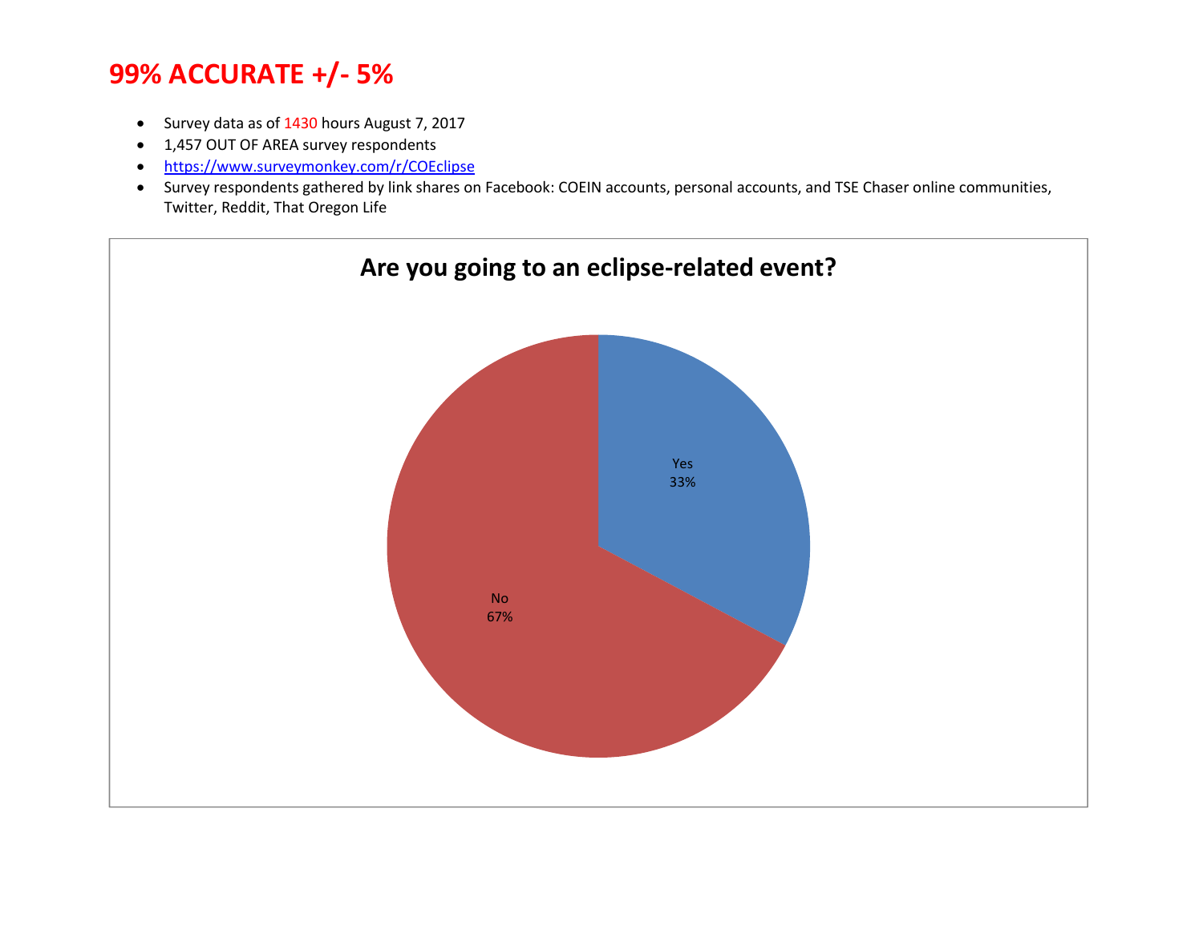# 99% ACCURATE +/- 5%

- Survey data as of 1430 hours August 7, 2017
- 1,457 OUT OF AREA survey respondents
- https://www.surveymonkey.com/r/COEclipse
- Survey respondents gathered by link shares on Facebook: COEIN accounts, personal accounts, and TSE Chaser online communities, Twitter, Reddit, That Oregon Life

**Are you going to an eclipse-related event?**

| Response | Percentage |
| --- | --- |
| Yes | 33% |
| No | 67% |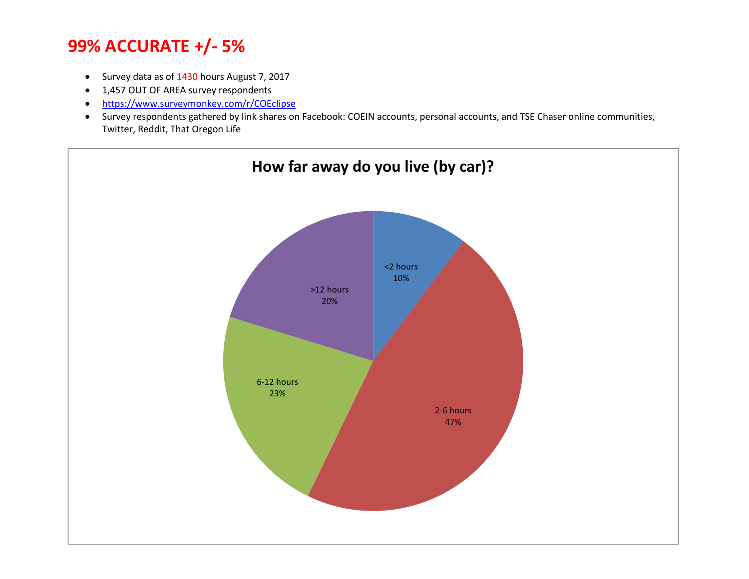## 99% ACCURATE +/- 5%

- Survey data as of 1430 hours August 7, 2017
- 1,457 OUT OF AREA survey respondents
- https://www.surveymonkey.com/r/COEclipse
- Survey respondents gathered by link shares on Facebook: COEIN accounts, personal accounts, and TSE Chaser online communities, Twitter, Reddit, That Oregon Life

**How far away do you live (by car)?**

<2 hours
10%

2-6 hours
47%

6-12 hours
23%

>12 hours
20%